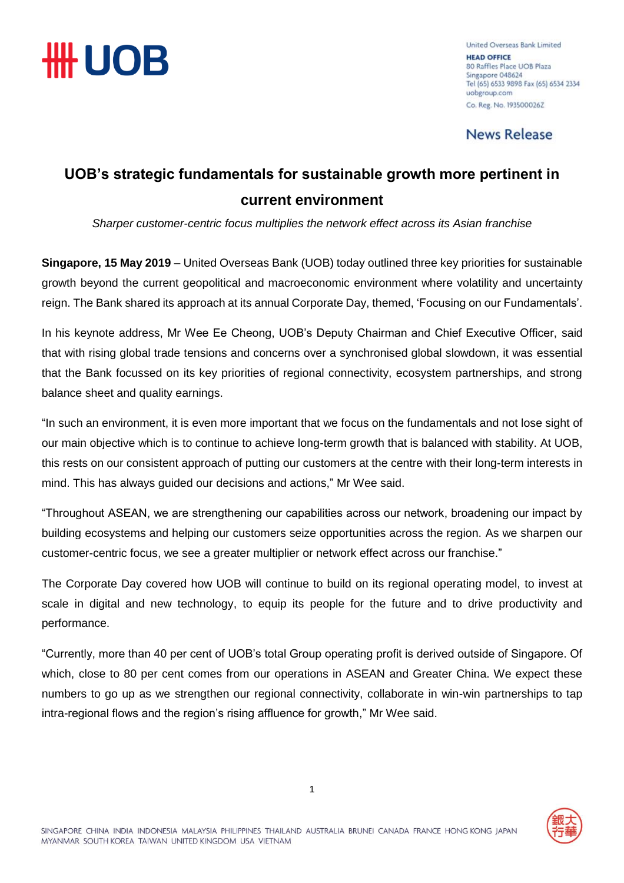United Overseas Bank Limited
**HEAD OFFICE**
80 Raffles Place UOB Plaza
Singapore 048624
Tel (65) 6533 9898 Fax (65) 6534 2334
uobgroup.com
Co. Reg. No. 193500026Z

News Release

# UOB's strategic fundamentals for sustainable growth more pertinent in current environment

*Sharper customer-centric focus multiplies the network effect across its Asian franchise*

**Singapore, 15 May 2019** – United Overseas Bank (UOB) today outlined three key priorities for sustainable growth beyond the current geopolitical and macroeconomic environment where volatility and uncertainty reign. The Bank shared its approach at its annual Corporate Day, themed, 'Focusing on our Fundamentals'.

In his keynote address, Mr Wee Ee Cheong, UOB's Deputy Chairman and Chief Executive Officer, said that with rising global trade tensions and concerns over a synchronised global slowdown, it was essential that the Bank focussed on its key priorities of regional connectivity, ecosystem partnerships, and strong balance sheet and quality earnings.

"In such an environment, it is even more important that we focus on the fundamentals and not lose sight of our main objective which is to continue to achieve long-term growth that is balanced with stability. At UOB, this rests on our consistent approach of putting our customers at the centre with their long-term interests in mind. This has always guided our decisions and actions," Mr Wee said.

"Throughout ASEAN, we are strengthening our capabilities across our network, broadening our impact by building ecosystems and helping our customers seize opportunities across the region. As we sharpen our customer-centric focus, we see a greater multiplier or network effect across our franchise."

The Corporate Day covered how UOB will continue to build on its regional operating model, to invest at scale in digital and new technology, to equip its people for the future and to drive productivity and performance.

"Currently, more than 40 per cent of UOB's total Group operating profit is derived outside of Singapore. Of which, close to 80 per cent comes from our operations in ASEAN and Greater China. We expect these numbers to go up as we strengthen our regional connectivity, collaborate in win-win partnerships to tap intra-regional flows and the region's rising affluence for growth," Mr Wee said.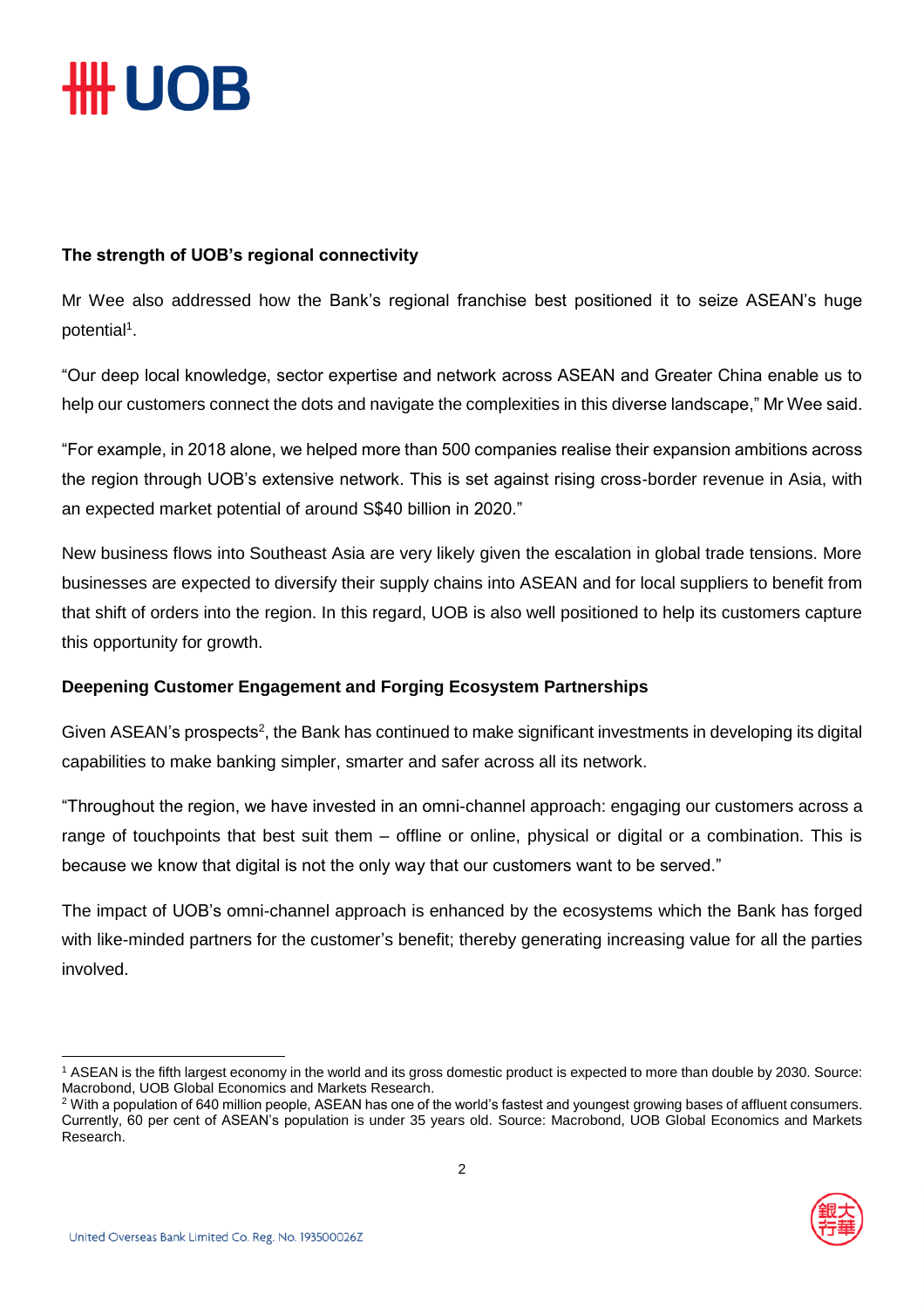**The strength of UOB's regional connectivity**

Mr Wee also addressed how the Bank's regional franchise best positioned it to seize ASEAN's huge potential[1].

"Our deep local knowledge, sector expertise and network across ASEAN and Greater China enable us to help our customers connect the dots and navigate the complexities in this diverse landscape," Mr Wee said.

"For example, in 2018 alone, we helped more than 500 companies realise their expansion ambitions across the region through UOB's extensive network. This is set against rising cross-border revenue in Asia, with an expected market potential of around S$40 billion in 2020."

New business flows into Southeast Asia are very likely given the escalation in global trade tensions. More businesses are expected to diversify their supply chains into ASEAN and for local suppliers to benefit from that shift of orders into the region. In this regard, UOB is also well positioned to help its customers capture this opportunity for growth.

**Deepening Customer Engagement and Forging Ecosystem Partnerships**

Given ASEAN's prospects[2], the Bank has continued to make significant investments in developing its digital capabilities to make banking simpler, smarter and safer across all its network.

"Throughout the region, we have invested in an omni-channel approach: engaging our customers across a range of touchpoints that best suit them – offline or online, physical or digital or a combination. This is because we know that digital is not the only way that our customers want to be served."

The impact of UOB's omni-channel approach is enhanced by the ecosystems which the Bank has forged with like-minded partners for the customer's benefit; thereby generating increasing value for all the parties involved.

---

[1] ASEAN is the fifth largest economy in the world and its gross domestic product is expected to more than double by 2030. Source: Macrobond, UOB Global Economics and Markets Research.

[2] With a population of 640 million people, ASEAN has one of the world's fastest and youngest growing bases of affluent consumers. Currently, 60 per cent of ASEAN's population is under 35 years old. Source: Macrobond, UOB Global Economics and Markets Research.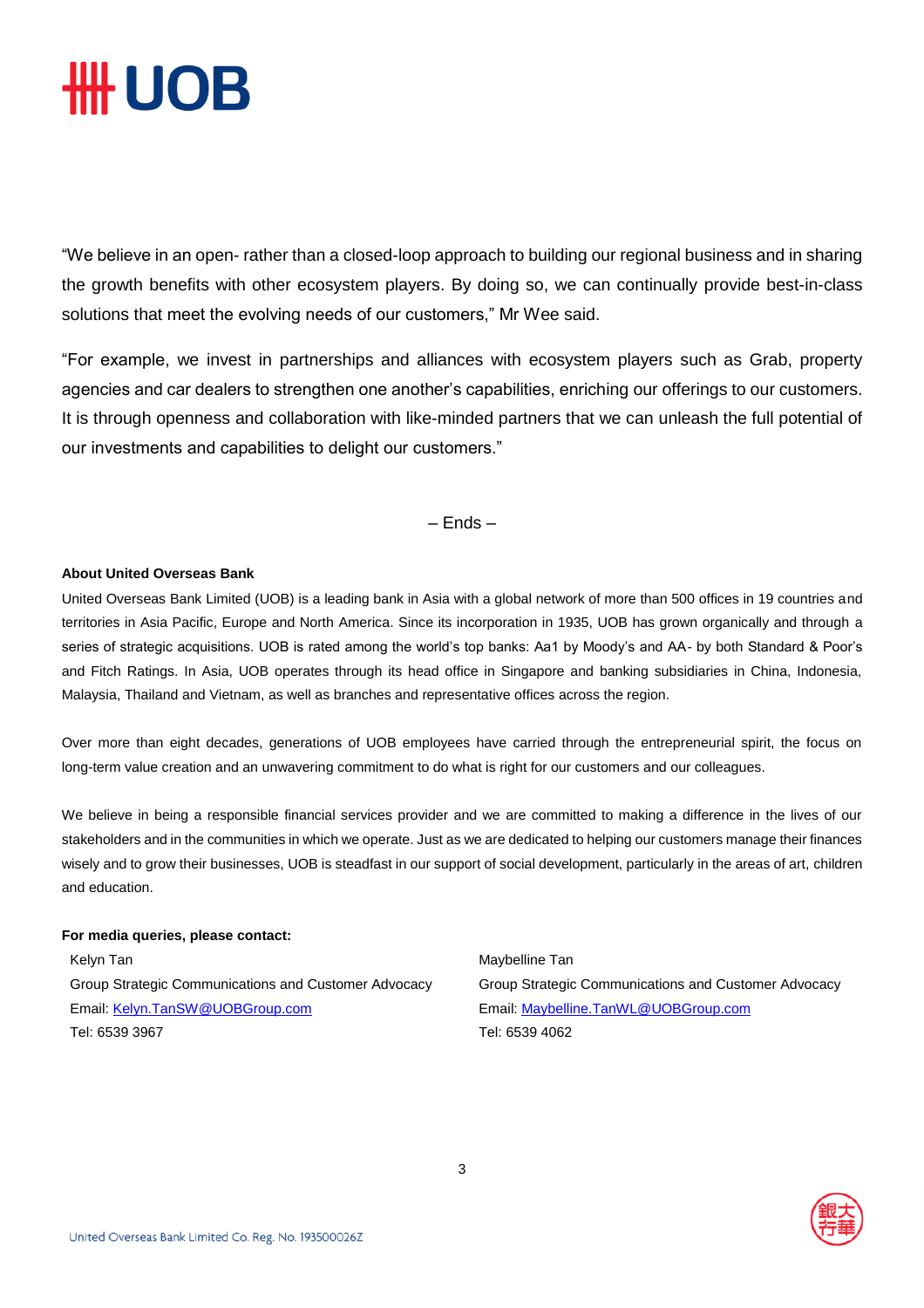"We believe in an open- rather than a closed-loop approach to building our regional business and in sharing the growth benefits with other ecosystem players. By doing so, we can continually provide best-in-class solutions that meet the evolving needs of our customers," Mr Wee said.

"For example, we invest in partnerships and alliances with ecosystem players such as Grab, property agencies and car dealers to strengthen one another's capabilities, enriching our offerings to our customers. It is through openness and collaboration with like-minded partners that we can unleash the full potential of our investments and capabilities to delight our customers."

– Ends –

**About United Overseas Bank**

United Overseas Bank Limited (UOB) is a leading bank in Asia with a global network of more than 500 offices in 19 countries and territories in Asia Pacific, Europe and North America. Since its incorporation in 1935, UOB has grown organically and through a series of strategic acquisitions. UOB is rated among the world's top banks: Aa1 by Moody's and AA- by both Standard & Poor's and Fitch Ratings. In Asia, UOB operates through its head office in Singapore and banking subsidiaries in China, Indonesia, Malaysia, Thailand and Vietnam, as well as branches and representative offices across the region.

Over more than eight decades, generations of UOB employees have carried through the entrepreneurial spirit, the focus on long-term value creation and an unwavering commitment to do what is right for our customers and our colleagues.

We believe in being a responsible financial services provider and we are committed to making a difference in the lives of our stakeholders and in the communities in which we operate. Just as we are dedicated to helping our customers manage their finances wisely and to grow their businesses, UOB is steadfast in our support of social development, particularly in the areas of art, children and education.

**For media queries, please contact:**

Kelyn Tan
Group Strategic Communications and Customer Advocacy
Email: Kelyn.TanSW@UOBGroup.com
Tel: 6539 3967

Maybelline Tan
Group Strategic Communications and Customer Advocacy
Email: Maybelline.TanWL@UOBGroup.com
Tel: 6539 4062

United Overseas Bank Limited Co. Reg. No. 193500026Z